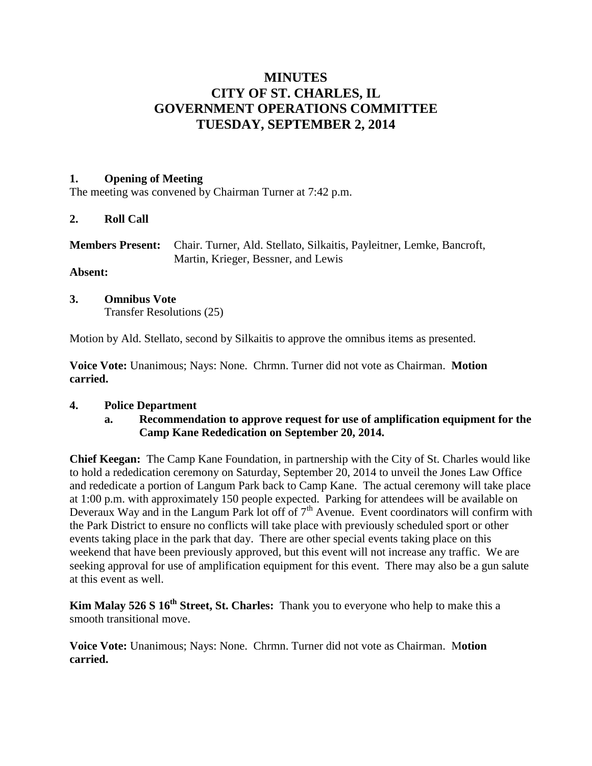# MINUTES
# CITY OF ST. CHARLES, IL
# GOVERNMENT OPERATIONS COMMITTEE
# TUESDAY, SEPTEMBER 2, 2014

**1. Opening of Meeting**

The meeting was convened by Chairman Turner at 7:42 p.m.

**2. Roll Call**

**Members Present:** Chair. Turner, Ald. Stellato, Silkaitis, Payleitner, Lemke, Bancroft, Martin, Krieger, Bessner, and Lewis

**Absent:**

**3. Omnibus Vote**

Transfer Resolutions (25)

Motion by Ald. Stellato, second by Silkaitis to approve the omnibus items as presented.

**Voice Vote:** Unanimous; Nays: None. Chrmn. Turner did not vote as Chairman. **Motion carried.**

**4. Police Department**

**a. Recommendation to approve request for use of amplification equipment for the Camp Kane Rededication on September 20, 2014.**

**Chief Keegan:** The Camp Kane Foundation, in partnership with the City of St. Charles would like to hold a rededication ceremony on Saturday, September 20, 2014 to unveil the Jones Law Office and rededicate a portion of Langum Park back to Camp Kane. The actual ceremony will take place at 1:00 p.m. with approximately 150 people expected. Parking for attendees will be available on Deveraux Way and in the Langum Park lot off of 7th Avenue. Event coordinators will confirm with the Park District to ensure no conflicts will take place with previously scheduled sport or other events taking place in the park that day. There are other special events taking place on this weekend that have been previously approved, but this event will not increase any traffic. We are seeking approval for use of amplification equipment for this event. There may also be a gun salute at this event as well.

**Kim Malay 526 S 16th Street, St. Charles:** Thank you to everyone who help to make this a smooth transitional move.

**Voice Vote:** Unanimous; Nays: None. Chrmn. Turner did not vote as Chairman. **Motion carried.**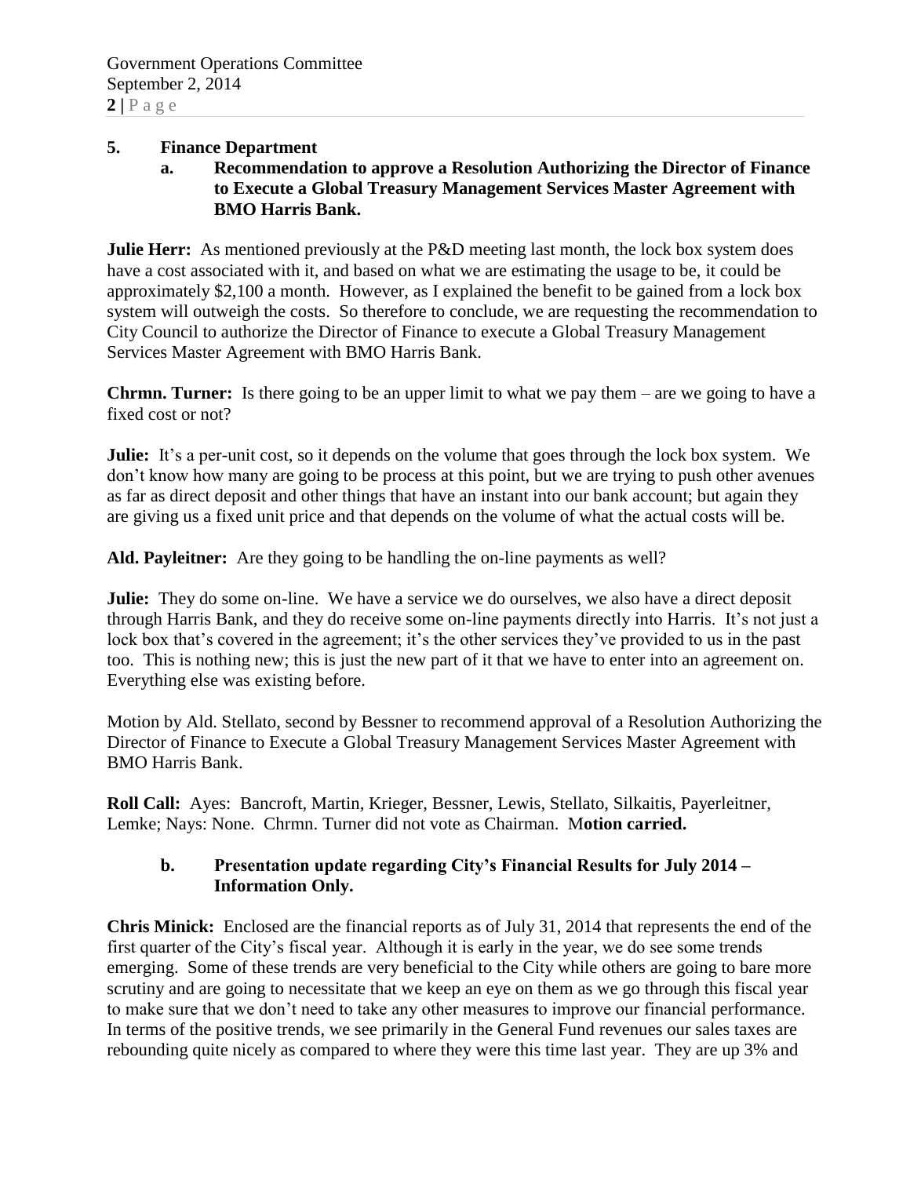## 5. Finance Department

### a. Recommendation to approve a Resolution Authorizing the Director of Finance to Execute a Global Treasury Management Services Master Agreement with BMO Harris Bank.

**Julie Herr:** As mentioned previously at the P&D meeting last month, the lock box system does have a cost associated with it, and based on what we are estimating the usage to be, it could be approximately $2,100 a month. However, as I explained the benefit to be gained from a lock box system will outweigh the costs. So therefore to conclude, we are requesting the recommendation to City Council to authorize the Director of Finance to execute a Global Treasury Management Services Master Agreement with BMO Harris Bank.

**Chrmn. Turner:** Is there going to be an upper limit to what we pay them – are we going to have a fixed cost or not?

**Julie:** It's a per-unit cost, so it depends on the volume that goes through the lock box system. We don't know how many are going to be process at this point, but we are trying to push other avenues as far as direct deposit and other things that have an instant into our bank account; but again they are giving us a fixed unit price and that depends on the volume of what the actual costs will be.

**Ald. Payleitner:** Are they going to be handling the on-line payments as well?

**Julie:** They do some on-line. We have a service we do ourselves, we also have a direct deposit through Harris Bank, and they do receive some on-line payments directly into Harris. It's not just a lock box that's covered in the agreement; it's the other services they've provided to us in the past too. This is nothing new; this is just the new part of it that we have to enter into an agreement on. Everything else was existing before.

Motion by Ald. Stellato, second by Bessner to recommend approval of a Resolution Authorizing the Director of Finance to Execute a Global Treasury Management Services Master Agreement with BMO Harris Bank.

**Roll Call:** Ayes: Bancroft, Martin, Krieger, Bessner, Lewis, Stellato, Silkaitis, Payerleitner, Lemke; Nays: None. Chrmn. Turner did not vote as Chairman. M**otion carried.**

### b. Presentation update regarding City's Financial Results for July 2014 – Information Only.

**Chris Minick:** Enclosed are the financial reports as of July 31, 2014 that represents the end of the first quarter of the City's fiscal year. Although it is early in the year, we do see some trends emerging. Some of these trends are very beneficial to the City while others are going to bare more scrutiny and are going to necessitate that we keep an eye on them as we go through this fiscal year to make sure that we don't need to take any other measures to improve our financial performance. In terms of the positive trends, we see primarily in the General Fund revenues our sales taxes are rebounding quite nicely as compared to where they were this time last year. They are up 3% and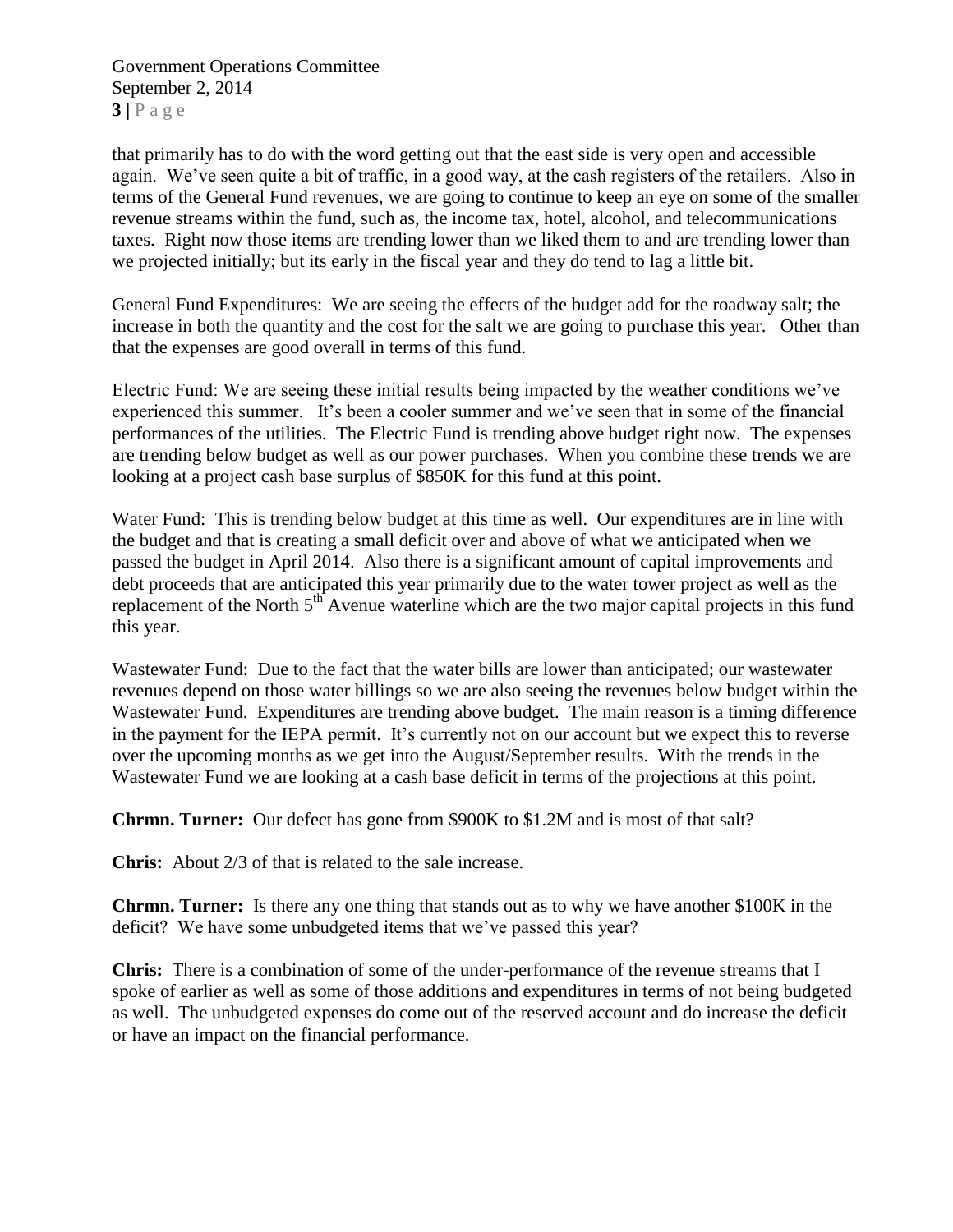that primarily has to do with the word getting out that the east side is very open and accessible again. We've seen quite a bit of traffic, in a good way, at the cash registers of the retailers. Also in terms of the General Fund revenues, we are going to continue to keep an eye on some of the smaller revenue streams within the fund, such as, the income tax, hotel, alcohol, and telecommunications taxes. Right now those items are trending lower than we liked them to and are trending lower than we projected initially; but its early in the fiscal year and they do tend to lag a little bit.

General Fund Expenditures: We are seeing the effects of the budget add for the roadway salt; the increase in both the quantity and the cost for the salt we are going to purchase this year. Other than that the expenses are good overall in terms of this fund.

Electric Fund: We are seeing these initial results being impacted by the weather conditions we've experienced this summer. It's been a cooler summer and we've seen that in some of the financial performances of the utilities. The Electric Fund is trending above budget right now. The expenses are trending below budget as well as our power purchases. When you combine these trends we are looking at a project cash base surplus of $850K for this fund at this point.

Water Fund: This is trending below budget at this time as well. Our expenditures are in line with the budget and that is creating a small deficit over and above of what we anticipated when we passed the budget in April 2014. Also there is a significant amount of capital improvements and debt proceeds that are anticipated this year primarily due to the water tower project as well as the replacement of the North 5th Avenue waterline which are the two major capital projects in this fund this year.

Wastewater Fund: Due to the fact that the water bills are lower than anticipated; our wastewater revenues depend on those water billings so we are also seeing the revenues below budget within the Wastewater Fund. Expenditures are trending above budget. The main reason is a timing difference in the payment for the IEPA permit. It's currently not on our account but we expect this to reverse over the upcoming months as we get into the August/September results. With the trends in the Wastewater Fund we are looking at a cash base deficit in terms of the projections at this point.

**Chrmn. Turner:** Our defect has gone from $900K to $1.2M and is most of that salt?

**Chris:** About 2/3 of that is related to the sale increase.

**Chrmn. Turner:** Is there any one thing that stands out as to why we have another $100K in the deficit? We have some unbudgeted items that we've passed this year?

**Chris:** There is a combination of some of the under-performance of the revenue streams that I spoke of earlier as well as some of those additions and expenditures in terms of not being budgeted as well. The unbudgeted expenses do come out of the reserved account and do increase the deficit or have an impact on the financial performance.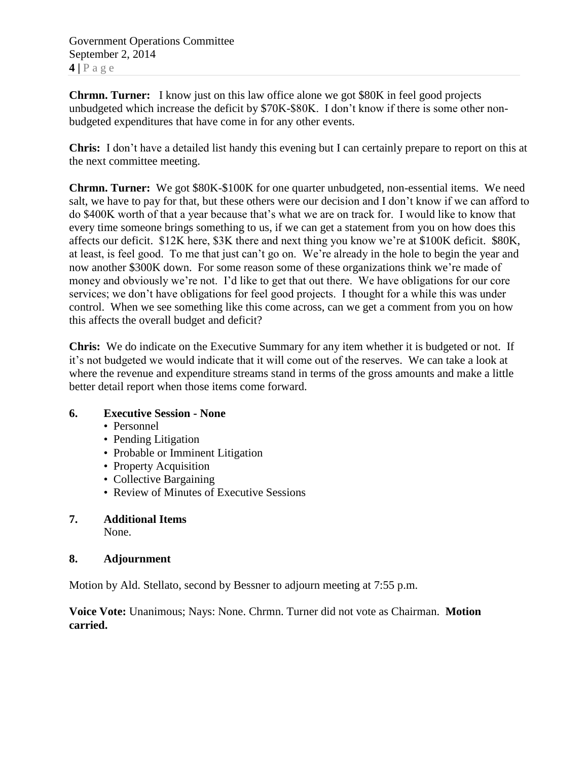**Chrmn. Turner:** I know just on this law office alone we got $80K in feel good projects unbudgeted which increase the deficit by $70K-$80K. I don't know if there is some other non-budgeted expenditures that have come in for any other events.

**Chris:** I don't have a detailed list handy this evening but I can certainly prepare to report on this at the next committee meeting.

**Chrmn. Turner:** We got $80K-$100K for one quarter unbudgeted, non-essential items. We need salt, we have to pay for that, but these others were our decision and I don't know if we can afford to do $400K worth of that a year because that's what we are on track for. I would like to know that every time someone brings something to us, if we can get a statement from you on how does this affects our deficit. $12K here, $3K there and next thing you know we're at $100K deficit. $80K, at least, is feel good. To me that just can't go on. We're already in the hole to begin the year and now another $300K down. For some reason some of these organizations think we're made of money and obviously we're not. I'd like to get that out there. We have obligations for our core services; we don't have obligations for feel good projects. I thought for a while this was under control. When we see something like this come across, can we get a comment from you on how this affects the overall budget and deficit?

**Chris:** We do indicate on the Executive Summary for any item whether it is budgeted or not. If it's not budgeted we would indicate that it will come out of the reserves. We can take a look at where the revenue and expenditure streams stand in terms of the gross amounts and make a little better detail report when those items come forward.

**6. Executive Session - None**

- Personnel
- Pending Litigation
- Probable or Imminent Litigation
- Property Acquisition
- Collective Bargaining
- Review of Minutes of Executive Sessions

**7. Additional Items**

None.

**8. Adjournment**

Motion by Ald. Stellato, second by Bessner to adjourn meeting at 7:55 p.m.

**Voice Vote:** Unanimous; Nays: None. Chrmn. Turner did not vote as Chairman. **Motion carried.**